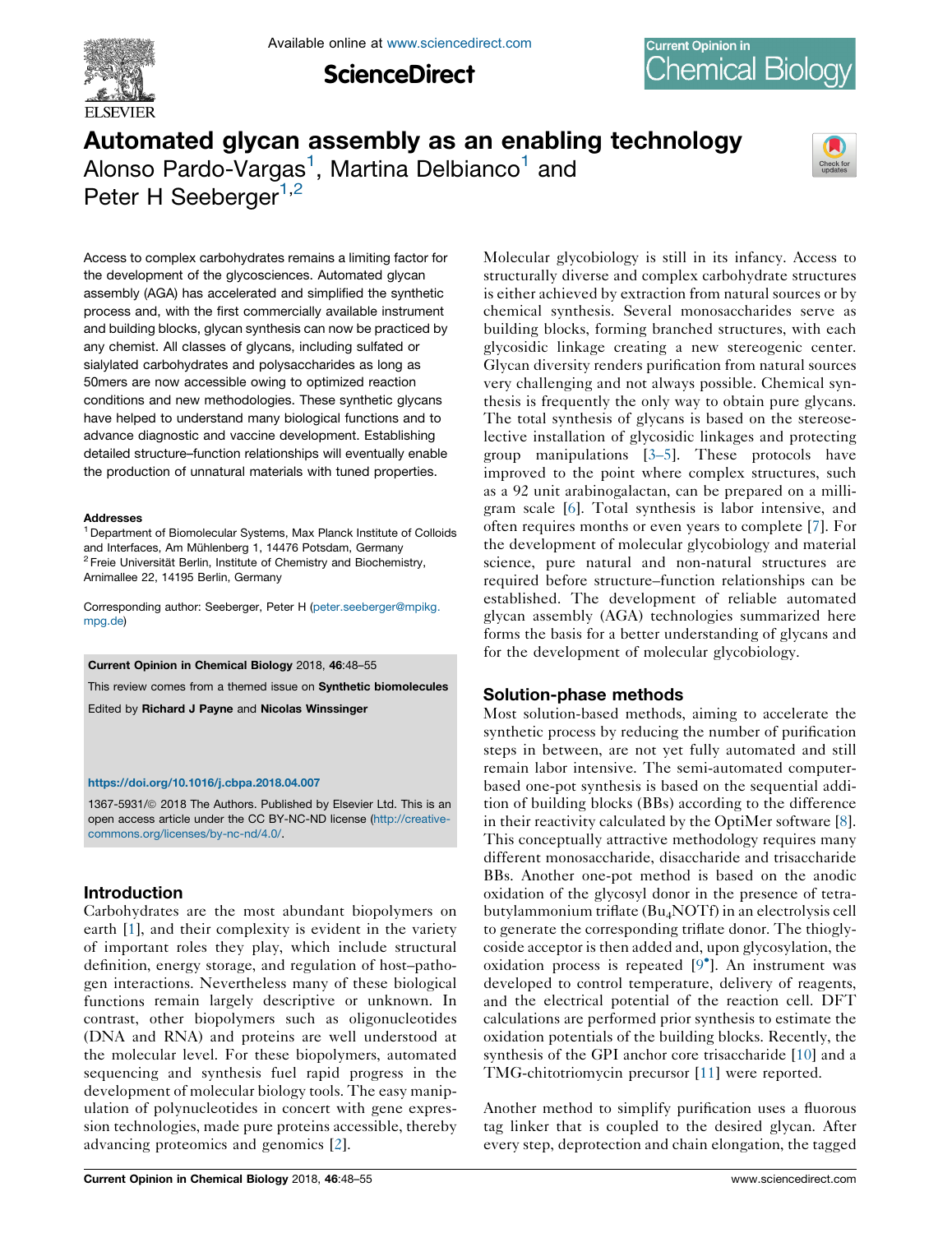# Automated glycan assembly as an enabling technology

Alonso Pardo-Vargas[1], Martina Delbianco[1] and Peter H Seeberger[1,2]

Access to complex carbohydrates remains a limiting factor for the development of the glycosciences. Automated glycan assembly (AGA) has accelerated and simplified the synthetic process and, with the first commercially available instrument and building blocks, glycan synthesis can now be practiced by any chemist. All classes of glycans, including sulfated or sialylated carbohydrates and polysaccharides as long as 50mers are now accessible owing to optimized reaction conditions and new methodologies. These synthetic glycans have helped to understand many biological functions and to advance diagnostic and vaccine development. Establishing detailed structure–function relationships will eventually enable the production of unnatural materials with tuned properties.

**Addresses**

[1] Department of Biomolecular Systems, Max Planck Institute of Colloids and Interfaces, Am Mühlenberg 1, 14476 Potsdam, Germany
[2] Freie Universität Berlin, Institute of Chemistry and Biochemistry, Arnimallee 22, 14195 Berlin, Germany

Corresponding author: Seeberger, Peter H (peter.seeberger@mpikg.mpg.de)

**Current Opinion in Chemical Biology** 2018, **46**:48–55

This review comes from a themed issue on **Synthetic biomolecules**

Edited by **Richard J Payne** and **Nicolas Winssinger**

https://doi.org/10.1016/j.cbpa.2018.04.007

1367-5931/© 2018 The Authors. Published by Elsevier Ltd. This is an open access article under the CC BY-NC-ND license (http://creativecommons.org/licenses/by-nc-nd/4.0/.

## Introduction

Carbohydrates are the most abundant biopolymers on earth [1], and their complexity is evident in the variety of important roles they play, which include structural definition, energy storage, and regulation of host–pathogen interactions. Nevertheless many of these biological functions remain largely descriptive or unknown. In contrast, other biopolymers such as oligonucleotides (DNA and RNA) and proteins are well understood at the molecular level. For these biopolymers, automated sequencing and synthesis fuel rapid progress in the development of molecular biology tools. The easy manipulation of polynucleotides in concert with gene expression technologies, made pure proteins accessible, thereby advancing proteomics and genomics [2].

Molecular glycobiology is still in its infancy. Access to structurally diverse and complex carbohydrate structures is either achieved by extraction from natural sources or by chemical synthesis. Several monosaccharides serve as building blocks, forming branched structures, with each glycosidic linkage creating a new stereogenic center. Glycan diversity renders purification from natural sources very challenging and not always possible. Chemical synthesis is frequently the only way to obtain pure glycans. The total synthesis of glycans is based on the stereoselective installation of glycosidic linkages and protecting group manipulations [3–5]. These protocols have improved to the point where complex structures, such as a 92 unit arabinogalactan, can be prepared on a milligram scale [6]. Total synthesis is labor intensive, and often requires months or even years to complete [7]. For the development of molecular glycobiology and material science, pure natural and non-natural structures are required before structure–function relationships can be established. The development of reliable automated glycan assembly (AGA) technologies summarized here forms the basis for a better understanding of glycans and for the development of molecular glycobiology.

## Solution-phase methods

Most solution-based methods, aiming to accelerate the synthetic process by reducing the number of purification steps in between, are not yet fully automated and still remain labor intensive. The semi-automated computer-based one-pot synthesis is based on the sequential addition of building blocks (BBs) according to the difference in their reactivity calculated by the OptiMer software [8]. This conceptually attractive methodology requires many different monosaccharide, disaccharide and trisaccharide BBs. Another one-pot method is based on the anodic oxidation of the glycosyl donor in the presence of tetrabutylammonium triflate ($Bu_4NOTf$) in an electrolysis cell to generate the corresponding triflate donor. The thioglycoside acceptor is then added and, upon glycosylation, the oxidation process is repeated [9•]. An instrument was developed to control temperature, delivery of reagents, and the electrical potential of the reaction cell. DFT calculations are performed prior synthesis to estimate the oxidation potentials of the building blocks. Recently, the synthesis of the GPI anchor core trisaccharide [10] and a TMG-chitotriomycin precursor [11] were reported.

Another method to simplify purification uses a fluorous tag linker that is coupled to the desired glycan. After every step, deprotection and chain elongation, the tagged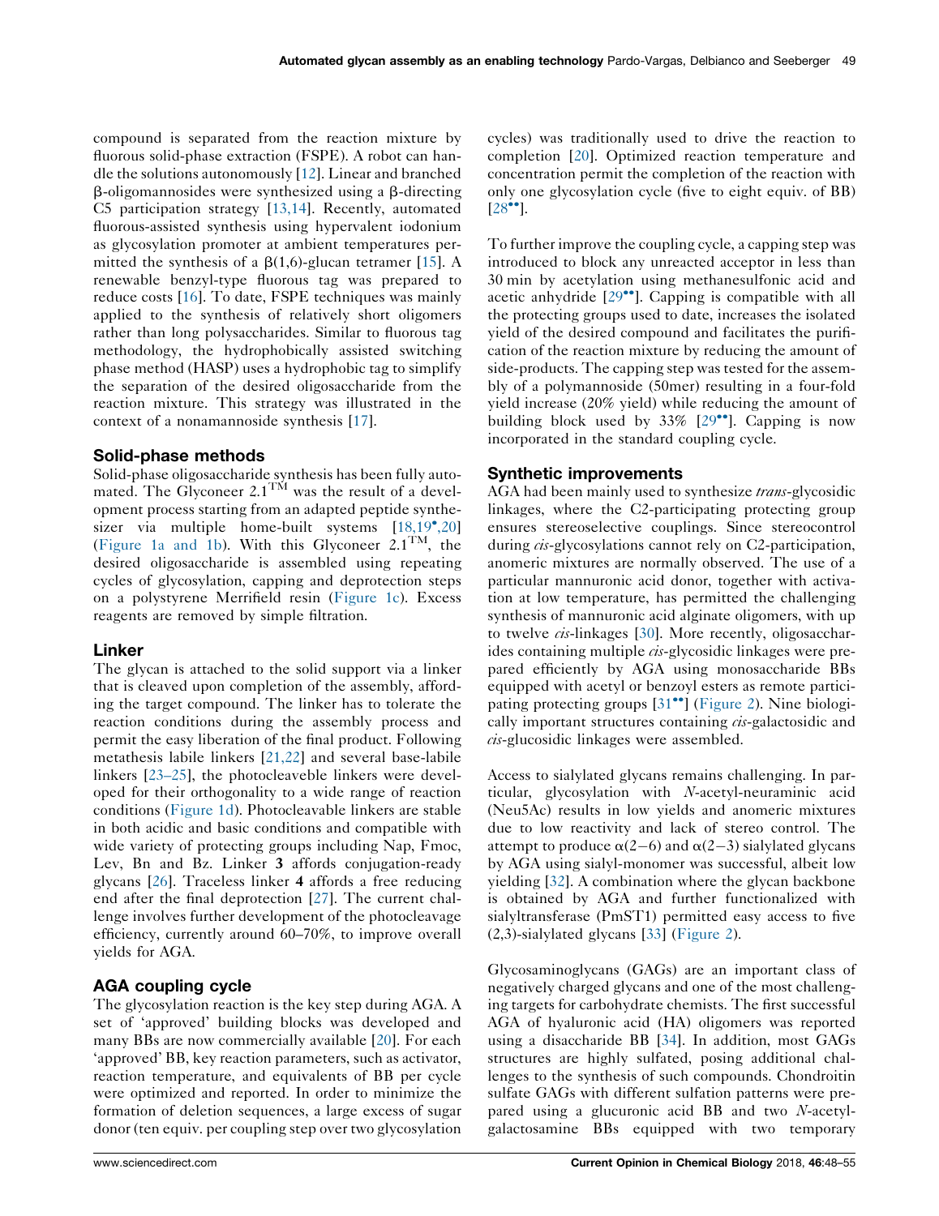compound is separated from the reaction mixture by fluorous solid-phase extraction (FSPE). A robot can handle the solutions autonomously [12]. Linear and branched β-oligomannosides were synthesized using a β-directing C5 participation strategy [13,14]. Recently, automated fluorous-assisted synthesis using hypervalent iodonium as glycosylation promoter at ambient temperatures permitted the synthesis of a β(1,6)-glucan tetramer [15]. A renewable benzyl-type fluorous tag was prepared to reduce costs [16]. To date, FSPE techniques was mainly applied to the synthesis of relatively short oligomers rather than long polysaccharides. Similar to fluorous tag methodology, the hydrophobically assisted switching phase method (HASP) uses a hydrophobic tag to simplify the separation of the desired oligosaccharide from the reaction mixture. This strategy was illustrated in the context of a nonamannoside synthesis [17].

## Solid-phase methods

Solid-phase oligosaccharide synthesis has been fully automated. The Glyconeer 2.1™ was the result of a development process starting from an adapted peptide synthesizer via multiple home-built systems [18,19•,20] (Figure 1a and 1b). With this Glyconeer 2.1™, the desired oligosaccharide is assembled using repeating cycles of glycosylation, capping and deprotection steps on a polystyrene Merrifield resin (Figure 1c). Excess reagents are removed by simple filtration.

## Linker

The glycan is attached to the solid support via a linker that is cleaved upon completion of the assembly, affording the target compound. The linker has to tolerate the reaction conditions during the assembly process and permit the easy liberation of the final product. Following metathesis labile linkers [21,22] and several base-labile linkers [23–25], the photocleaveble linkers were developed for their orthogonality to a wide range of reaction conditions (Figure 1d). Photocleavable linkers are stable in both acidic and basic conditions and compatible with wide variety of protecting groups including Nap, Fmoc, Lev, Bn and Bz. Linker **3** affords conjugation-ready glycans [26]. Traceless linker **4** affords a free reducing end after the final deprotection [27]. The current challenge involves further development of the photocleavage efficiency, currently around 60–70%, to improve overall yields for AGA.

## AGA coupling cycle

The glycosylation reaction is the key step during AGA. A set of 'approved' building blocks was developed and many BBs are now commercially available [20]. For each 'approved' BB, key reaction parameters, such as activator, reaction temperature, and equivalents of BB per cycle were optimized and reported. In order to minimize the formation of deletion sequences, a large excess of sugar donor (ten equiv. per coupling step over two glycosylation cycles) was traditionally used to drive the reaction to completion [20]. Optimized reaction temperature and concentration permit the completion of the reaction with only one glycosylation cycle (five to eight equiv. of BB) [28••].

To further improve the coupling cycle, a capping step was introduced to block any unreacted acceptor in less than 30 min by acetylation using methanesulfonic acid and acetic anhydride [29••]. Capping is compatible with all the protecting groups used to date, increases the isolated yield of the desired compound and facilitates the purification of the reaction mixture by reducing the amount of side-products. The capping step was tested for the assembly of a polymannoside (50mer) resulting in a four-fold yield increase (20% yield) while reducing the amount of building block used by 33% [29••]. Capping is now incorporated in the standard coupling cycle.

## Synthetic improvements

AGA had been mainly used to synthesize *trans*-glycosidic linkages, where the C2-participating protecting group ensures stereoselective couplings. Since stereocontrol during *cis*-glycosylations cannot rely on C2-participation, anomeric mixtures are normally observed. The use of a particular mannuronic acid donor, together with activation at low temperature, has permitted the challenging synthesis of mannuronic acid alginate oligomers, with up to twelve *cis*-linkages [30]. More recently, oligosaccharides containing multiple *cis*-glycosidic linkages were prepared efficiently by AGA using monosaccharide BBs equipped with acetyl or benzoyl esters as remote participating protecting groups [31••] (Figure 2). Nine biologically important structures containing *cis*-galactosidic and *cis*-glucosidic linkages were assembled.

Access to sialylated glycans remains challenging. In particular, glycosylation with *N*-acetyl-neuraminic acid (Neu5Ac) results in low yields and anomeric mixtures due to low reactivity and lack of stereo control. The attempt to produce α(2−6) and α(2−3) sialylated glycans by AGA using sialyl-monomer was successful, albeit low yielding [32]. A combination where the glycan backbone is obtained by AGA and further functionalized with sialyltransferase (PmST1) permitted easy access to five (2,3)-sialylated glycans [33] (Figure 2).

Glycosaminoglycans (GAGs) are an important class of negatively charged glycans and one of the most challenging targets for carbohydrate chemists. The first successful AGA of hyaluronic acid (HA) oligomers was reported using a disaccharide BB [34]. In addition, most GAGs structures are highly sulfated, posing additional challenges to the synthesis of such compounds. Chondroitin sulfate GAGs with different sulfation patterns were prepared using a glucuronic acid BB and two *N*-acetylgalactosamine BBs equipped with two temporary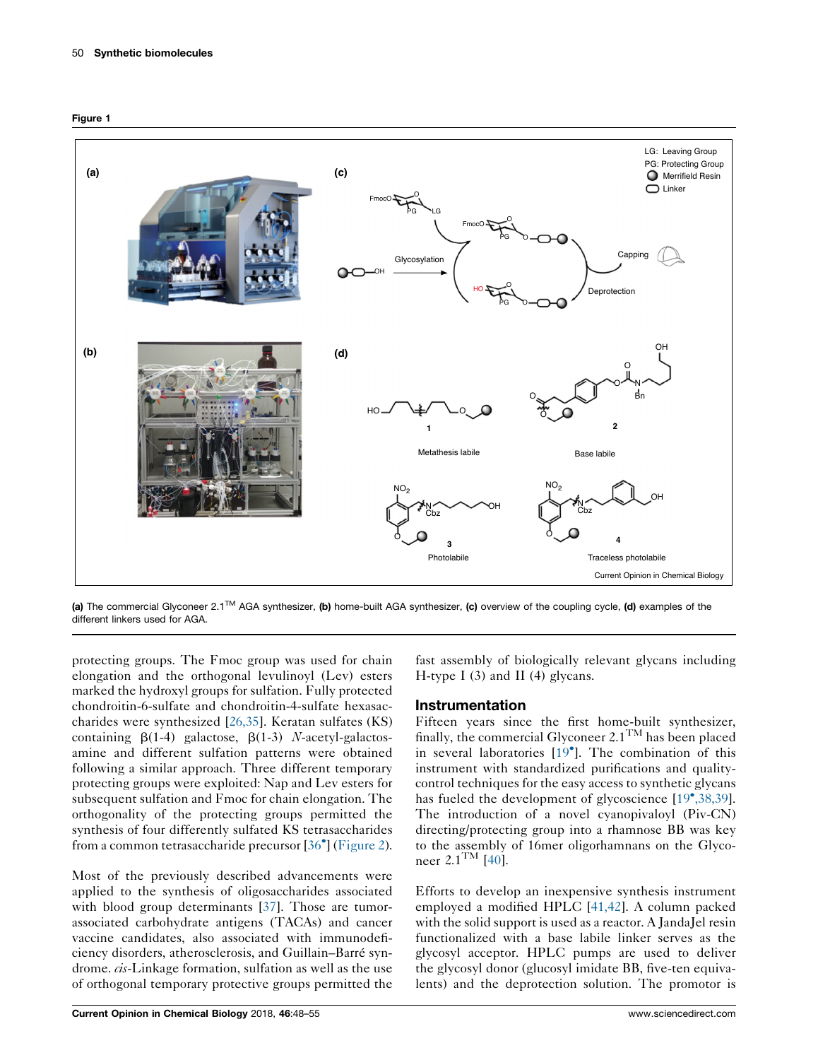**Figure 1**

(a) The commercial Glyconeer 2.1™ AGA synthesizer, (b) home-built AGA synthesizer, (c) overview of the coupling cycle, (d) examples of the different linkers used for AGA.

protecting groups. The Fmoc group was used for chain elongation and the orthogonal levulinoyl (Lev) esters marked the hydroxyl groups for sulfation. Fully protected chondroitin-6-sulfate and chondroitin-4-sulfate hexasaccharides were synthesized [26,35]. Keratan sulfates (KS) containing β(1-4) galactose, β(1-3) *N*-acetyl-galactosamine and different sulfation patterns were obtained following a similar approach. Three different temporary protecting groups were exploited: Nap and Lev esters for subsequent sulfation and Fmoc for chain elongation. The orthogonality of the protecting groups permitted the synthesis of four differently sulfated KS tetrasaccharides from a common tetrasaccharide precursor [36•] (Figure 2).

Most of the previously described advancements were applied to the synthesis of oligosaccharides associated with blood group determinants [37]. Those are tumor-associated carbohydrate antigens (TACAs) and cancer vaccine candidates, also associated with immunodeficiency disorders, atherosclerosis, and Guillain–Barré syndrome. *cis*-Linkage formation, sulfation as well as the use of orthogonal temporary protective groups permitted the fast assembly of biologically relevant glycans including H-type I (3) and II (4) glycans.

## Instrumentation

Fifteen years since the first home-built synthesizer, finally, the commercial Glyconeer 2.1™ has been placed in several laboratories [19•]. The combination of this instrument with standardized purifications and quality-control techniques for the easy access to synthetic glycans has fueled the development of glycoscience [19•,38,39]. The introduction of a novel cyanopivaloyl (Piv-CN) directing/protecting group into a rhamnose BB was key to the assembly of 16mer oligorhamnans on the Glyconeer 2.1™ [40].

Efforts to develop an inexpensive synthesis instrument employed a modified HPLC [41,42]. A column packed with the solid support is used as a reactor. A JandaJel resin functionalized with a base labile linker serves as the glycosyl acceptor. HPLC pumps are used to deliver the glycosyl donor (glucosyl imidate BB, five-ten equivalents) and the deprotection solution. The promotor is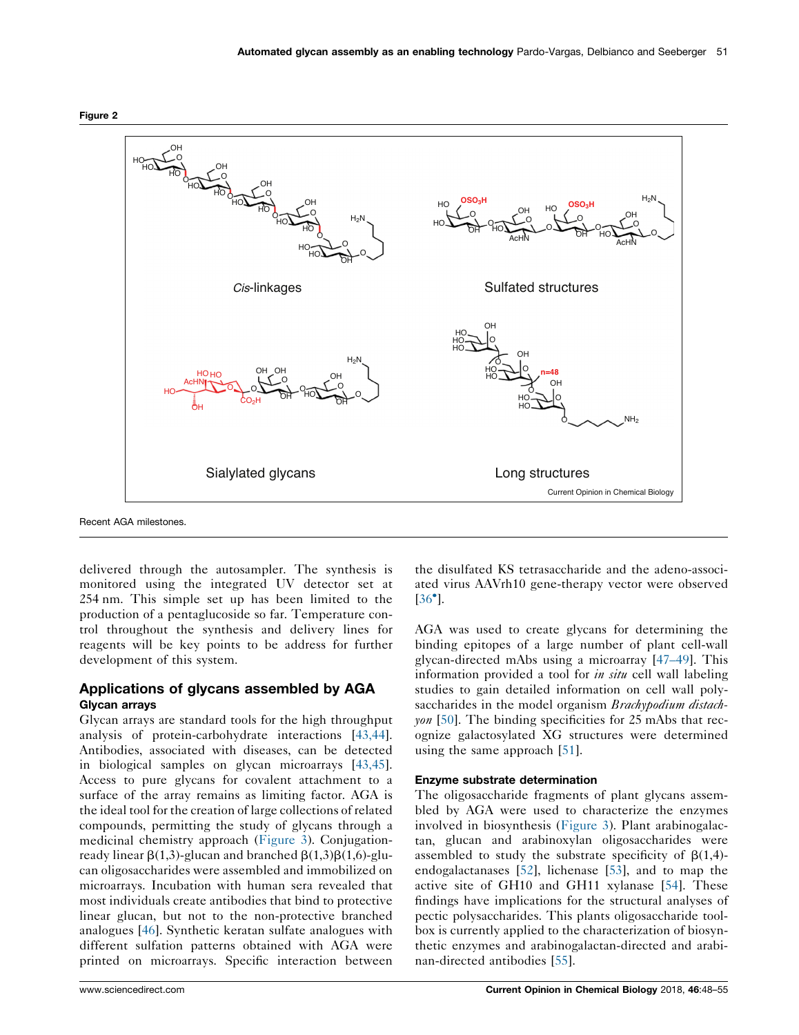Figure 2

Recent AGA milestones.

delivered through the autosampler. The synthesis is monitored using the integrated UV detector set at 254 nm. This simple set up has been limited to the production of a pentaglucoside so far. Temperature control throughout the synthesis and delivery lines for reagents will be key points to be address for further development of this system.

## Applications of glycans assembled by AGA

### Glycan arrays

Glycan arrays are standard tools for the high throughput analysis of protein-carbohydrate interactions [43,44]. Antibodies, associated with diseases, can be detected in biological samples on glycan microarrays [43,45]. Access to pure glycans for covalent attachment to a surface of the array remains as limiting factor. AGA is the ideal tool for the creation of large collections of related compounds, permitting the study of glycans through a medicinal chemistry approach (Figure 3). Conjugation-ready linear β(1,3)-glucan and branched β(1,3)β(1,6)-glucan oligosaccharides were assembled and immobilized on microarrays. Incubation with human sera revealed that most individuals create antibodies that bind to protective linear glucan, but not to the non-protective branched analogues [46]. Synthetic keratan sulfate analogues with different sulfation patterns obtained with AGA were printed on microarrays. Specific interaction between the disulfated KS tetrasaccharide and the adeno-associated virus AAVrh10 gene-therapy vector were observed [36•].

AGA was used to create glycans for determining the binding epitopes of a large number of plant cell-wall glycan-directed mAbs using a microarray [47–49]. This information provided a tool for *in situ* cell wall labeling studies to gain detailed information on cell wall polysaccharides in the model organism *Brachypodium distachyon* [50]. The binding specificities for 25 mAbs that recognize galactosylated XG structures were determined using the same approach [51].

### Enzyme substrate determination

The oligosaccharide fragments of plant glycans assembled by AGA were used to characterize the enzymes involved in biosynthesis (Figure 3). Plant arabinogalactan, glucan and arabinoxylan oligosaccharides were assembled to study the substrate specificity of β(1,4)-endogalactanases [52], lichenase [53], and to map the active site of GH10 and GH11 xylanase [54]. These findings have implications for the structural analyses of pectic polysaccharides. This plants oligosaccharide toolbox is currently applied to the characterization of biosynthetic enzymes and arabinogalactan-directed and arabinan-directed antibodies [55].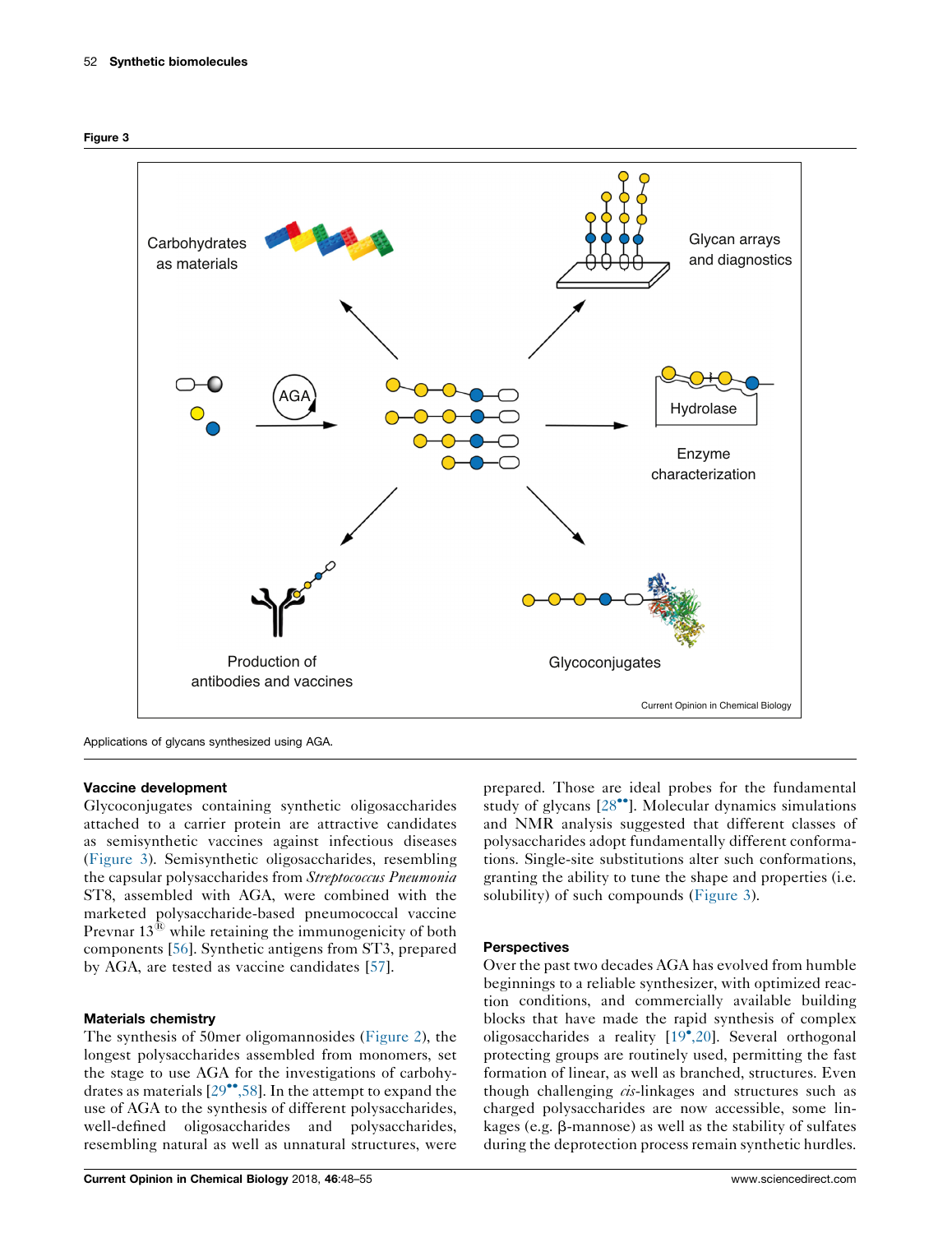**Figure 3**

Applications of glycans synthesized using AGA.

### Vaccine development

Glycoconjugates containing synthetic oligosaccharides attached to a carrier protein are attractive candidates as semisynthetic vaccines against infectious diseases (Figure 3). Semisynthetic oligosaccharides, resembling the capsular polysaccharides from *Streptococcus Pneumonia* ST8, assembled with AGA, were combined with the marketed polysaccharide-based pneumococcal vaccine Prevnar 13® while retaining the immunogenicity of both components [56]. Synthetic antigens from ST3, prepared by AGA, are tested as vaccine candidates [57].

### Materials chemistry

The synthesis of 50mer oligomannosides (Figure 2), the longest polysaccharides assembled from monomers, set the stage to use AGA for the investigations of carbohydrates as materials [29••,58]. In the attempt to expand the use of AGA to the synthesis of different polysaccharides, well-defined oligosaccharides and polysaccharides, resembling natural as well as unnatural structures, were prepared. Those are ideal probes for the fundamental study of glycans [28••]. Molecular dynamics simulations and NMR analysis suggested that different classes of polysaccharides adopt fundamentally different conformations. Single-site substitutions alter such conformations, granting the ability to tune the shape and properties (i.e. solubility) of such compounds (Figure 3).

### Perspectives

Over the past two decades AGA has evolved from humble beginnings to a reliable synthesizer, with optimized reaction conditions, and commercially available building blocks that have made the rapid synthesis of complex oligosaccharides a reality [19•,20]. Several orthogonal protecting groups are routinely used, permitting the fast formation of linear, as well as branched, structures. Even though challenging *cis*-linkages and structures such as charged polysaccharides are now accessible, some linkages (e.g. β-mannose) as well as the stability of sulfates during the deprotection process remain synthetic hurdles.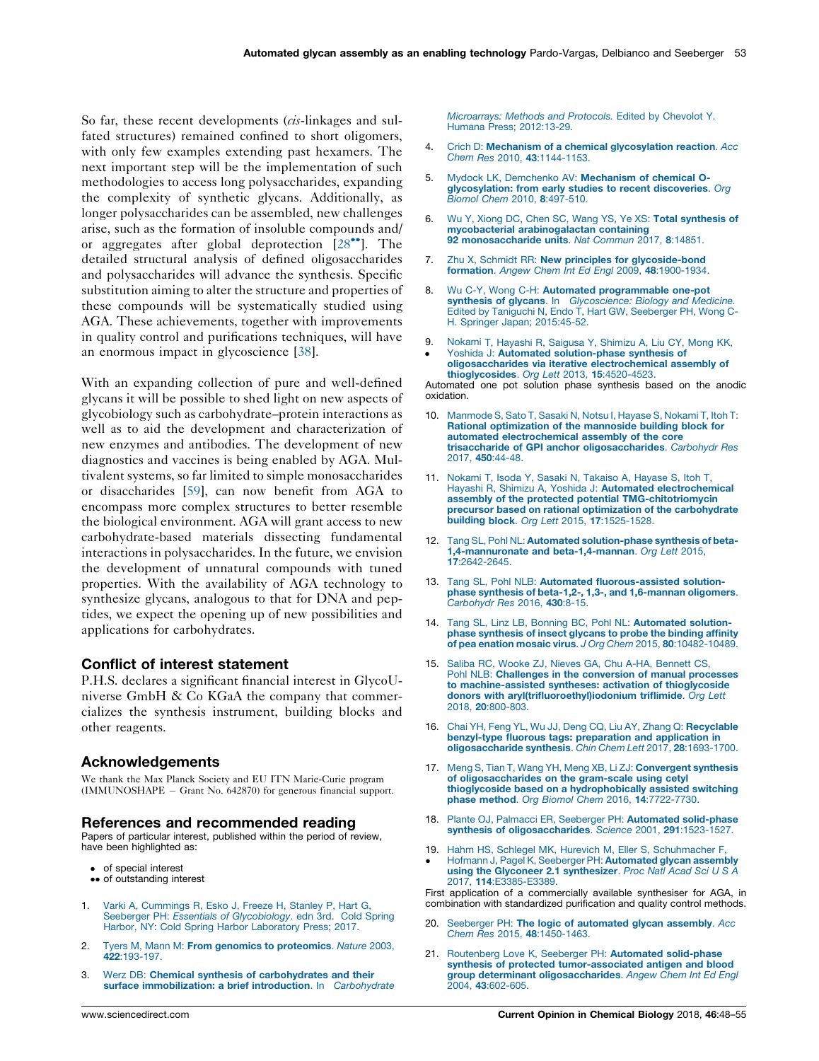So far, these recent developments (*cis*-linkages and sulfated structures) remained confined to short oligomers, with only few examples extending past hexamers. The next important step will be the implementation of such methodologies to access long polysaccharides, expanding the complexity of synthetic glycans. Additionally, as longer polysaccharides can be assembled, new challenges arise, such as the formation of insoluble compounds and/or aggregates after global deprotection [28••]. The detailed structural analysis of defined oligosaccharides and polysaccharides will advance the synthesis. Specific substitution aiming to alter the structure and properties of these compounds will be systematically studied using AGA. These achievements, together with improvements in quality control and purifications techniques, will have an enormous impact in glycoscience [38].

With an expanding collection of pure and well-defined glycans it will be possible to shed light on new aspects of glycobiology such as carbohydrate–protein interactions as well as to aid the development and characterization of new enzymes and antibodies. The development of new diagnostics and vaccines is being enabled by AGA. Multivalent systems, so far limited to simple monosaccharides or disaccharides [59], can now benefit from AGA to encompass more complex structures to better resemble the biological environment. AGA will grant access to new carbohydrate-based materials dissecting fundamental interactions in polysaccharides. In the future, we envision the development of unnatural compounds with tuned properties. With the availability of AGA technology to synthesize glycans, analogous to that for DNA and peptides, we expect the opening up of new possibilities and applications for carbohydrates.

## Conflict of interest statement

P.H.S. declares a significant financial interest in GlycoUniverse GmbH & Co KGaA the company that commercializes the synthesis instrument, building blocks and other reagents.

## Acknowledgements

We thank the Max Planck Society and EU ITN Marie-Curie program (IMMUNOSHAPE – Grant No. 642870) for generous financial support.

## References and recommended reading

Papers of particular interest, published within the period of review, have been highlighted as:

- • of special interest
- •• of outstanding interest

1. Varki A, Cummings R, Esko J, Freeze H, Stanley P, Hart G, Seeberger PH: *Essentials of Glycobiology*. edn 3rd. Cold Spring Harbor, NY: Cold Spring Harbor Laboratory Press; 2017.

2. Tyers M, Mann M: **From genomics to proteomics**. *Nature* 2003, **422**:193-197.

3. Werz DB: **Chemical synthesis of carbohydrates and their surface immobilization: a brief introduction**. In *Carbohydrate Microarrays: Methods and Protocols.* Edited by Chevolot Y. Humana Press; 2012:13-29.

4. Crich D: **Mechanism of a chemical glycosylation reaction**. *Acc Chem Res* 2010, **43**:1144-1153.

5. Mydock LK, Demchenko AV: **Mechanism of chemical O-glycosylation: from early studies to recent discoveries**. *Org Biomol Chem* 2010, **8**:497-510.

6. Wu Y, Xiong DC, Chen SC, Wang YS, Ye XS: **Total synthesis of mycobacterial arabinogalactan containing 92 monosaccharide units**. *Nat Commun* 2017, **8**:14851.

7. Zhu X, Schmidt RR: **New principles for glycoside-bond formation**. *Angew Chem Int Ed Engl* 2009, **48**:1900-1934.

8. Wu C-Y, Wong C-H: **Automated programmable one-pot synthesis of glycans**. In *Glycoscience: Biology and Medicine.* Edited by Taniguchi N, Endo T, Hart GW, Seeberger PH, Wong C-H. Springer Japan; 2015:45-52.

9. • Nokami T, Hayashi R, Saigusa Y, Shimizu A, Liu CY, Mong KK, Yoshida J: **Automated solution-phase synthesis of oligosaccharides via iterative electrochemical assembly of thioglycosides**. *Org Lett* 2013, **15**:4520-4523.

   Automated one pot solution phase synthesis based on the anodic oxidation.

10. Manmode S, Sato T, Sasaki N, Notsu I, Hayase S, Nokami T, Itoh T: **Rational optimization of the mannoside building block for automated electrochemical assembly of the core trisaccharide of GPI anchor oligosaccharides**. *Carbohydr Res* 2017, **450**:44-48.

11. Nokami T, Isoda Y, Sasaki N, Takaiso A, Hayase S, Itoh T, Hayashi R, Shimizu A, Yoshida J: **Automated electrochemical assembly of the protected potential TMG-chitotriomycin precursor based on rational optimization of the carbohydrate building block**. *Org Lett* 2015, **17**:1525-1528.

12. Tang SL, Pohl NL: **Automated solution-phase synthesis of beta-1,4-mannuronate and beta-1,4-mannan**. *Org Lett* 2015, **17**:2642-2645.

13. Tang SL, Pohl NLB: **Automated fluorous-assisted solution-phase synthesis of beta-1,2-, 1,3-, and 1,6-mannan oligomers**. *Carbohydr Res* 2016, **430**:8-15.

14. Tang SL, Linz LB, Bonning BC, Pohl NL: **Automated solution-phase synthesis of insect glycans to probe the binding affinity of pea enation mosaic virus**. *J Org Chem* 2015, **80**:10482-10489.

15. Saliba RC, Wooke ZJ, Nieves GA, Chu A-HA, Bennett CS, Pohl NLB: **Challenges in the conversion of manual processes to machine-assisted syntheses: activation of thioglycoside donors with aryl(trifluoroethyl)iodonium triflimide**. *Org Lett* 2018, **20**:800-803.

16. Chai YH, Feng YL, Wu JJ, Deng CQ, Liu AY, Zhang Q: **Recyclable benzyl-type fluorous tags: preparation and application in oligosaccharide synthesis**. *Chin Chem Lett* 2017, **28**:1693-1700.

17. Meng S, Tian T, Wang YH, Meng XB, Li ZJ: **Convergent synthesis of oligosaccharides on the gram-scale using cetyl thioglycoside based on a hydrophobically assisted switching phase method**. *Org Biomol Chem* 2016, **14**:7722-7730.

18. Plante OJ, Palmacci ER, Seeberger PH: **Automated solid-phase synthesis of oligosaccharides**. *Science* 2001, **291**:1523-1527.

19. • Hahm HS, Schlegel MK, Hurevich M, Eller S, Schuhmacher F, Hofmann J, Pagel K, Seeberger PH: **Automated glycan assembly using the Glyconeer 2.1 synthesizer**. *Proc Natl Acad Sci U S A* 2017, **114**:E3385-E3389.

   First application of a commercially available synthesiser for AGA, in combination with standardized purification and quality control methods.

20. Seeberger PH: **The logic of automated glycan assembly**. *Acc Chem Res* 2015, **48**:1450-1463.

21. Routenberg Love K, Seeberger PH: **Automated solid-phase synthesis of protected tumor-associated antigen and blood group determinant oligosaccharides**. *Angew Chem Int Ed Engl* 2004, **43**:602-605.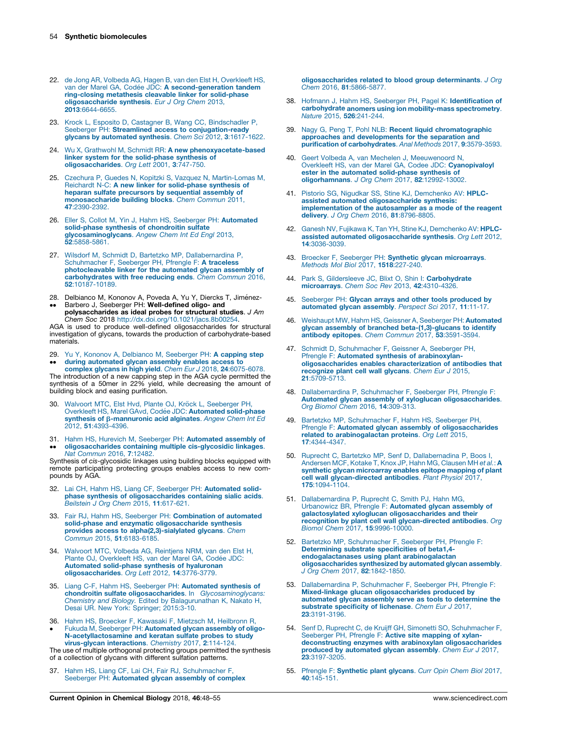22. de Jong AR, Volbeda AG, Hagen B, van den Elst H, Overkleeft HS, van der Marel GA, Codée JDC: **A second-generation tandem ring-closing metathesis cleavable linker for solid-phase oligosaccharide synthesis**. *Eur J Org Chem* 2013, **2013**:6644-6655.

23. Krock L, Esposito D, Castagner B, Wang CC, Bindschadler P, Seeberger PH: **Streamlined access to conjugation-ready glycans by automated synthesis**. *Chem Sci* 2012, **3**:1617-1622.

24. Wu X, Grathwohl M, Schmidt RR: **A new phenoxyacetate-based linker system for the solid-phase synthesis of oligosaccharides**. *Org Lett* 2001, **3**:747-750.

25. Czechura P, Guedes N, Kopitzki S, Vazquez N, Martin-Lomas M, Reichardt N-C: **A new linker for solid-phase synthesis of heparan sulfate precursors by sequential assembly of monosaccharide building blocks**. *Chem Commun* 2011, **47**:2390-2392.

26. Eller S, Collot M, Yin J, Hahm HS, Seeberger PH: **Automated solid-phase synthesis of chondroitin sulfate glycosaminoglycans**. *Angew Chem Int Ed Engl* 2013, **52**:5858-5861.

27. Wilsdorf M, Schmidt D, Bartetzko MP, Dallabernardina P, Schuhmacher F, Seeberger PH, Pfrengle F: **A traceless photocleavable linker for the automated glycan assembly of carbohydrates with free reducing ends**. *Chem Commun* 2016, **52**:10187-10189.

28. •• Delbianco M, Kononov A, Poveda A, Yu Y, Diercks T, Jiménez-Barbero J, Seeberger PH: **Well-defined oligo- and polysaccharides as ideal probes for structural studies**. *J Am Chem Soc* 2018 http://dx.doi.org/10.1021/jacs.8b00254.
AGA is used to produce well-defined oligosaccharides for structural investigation of glycans, towards the production of carbohydrate-based materials.

29. •• Yu Y, Kononov A, Delbianco M, Seeberger PH: **A capping step during automated glycan assembly enables access to complex glycans in high yield**. *Chem Eur J* 2018, **24**:6075-6078.
The introduction of a new capping step in the AGA cycle permitted the synthesis of a 50mer in 22% yield, while decreasing the amount of building block and easing purification.

30. Walvoort MTC, Elst Hvd, Plante OJ, Kröck L, Seeberger PH, Overkleeft HS, Marel GAvd, Codée JDC: **Automated solid-phase synthesis of β-mannuronic acid alginates**. *Angew Chem Int Ed* 2012, **51**:4393-4396.

31. •• Hahm HS, Hurevich M, Seeberger PH: **Automated assembly of oligosaccharides containing multiple cis-glycosidic linkages**. *Nat Commun* 2016, **7**:12482.
Synthesis of *cis*-glycosidic linkages using building blocks equipped with remote participating protecting groups enables access to new compounds by AGA.

32. Lai CH, Hahm HS, Liang CF, Seeberger PH: **Automated solid-phase synthesis of oligosaccharides containing sialic acids**. *Beilstein J Org Chem* 2015, **11**:617-621.

33. Fair RJ, Hahm HS, Seeberger PH: **Combination of automated solid-phase and enzymatic oligosaccharide synthesis provides access to alpha(2,3)-sialylated glycans**. *Chem Commun* 2015, **51**:6183-6185.

34. Walvoort MTC, Volbeda AG, Reintjens NRM, van den Elst H, Plante OJ, Overkleeft HS, van der Marel GA, Codée JDC: **Automated solid-phase synthesis of hyaluronan oligosaccharides**. *Org Lett* 2012, **14**:3776-3779.

35. Liang C-F, Hahm HS, Seeberger PH: **Automated synthesis of chondroitin sulfate oligosaccharides**. In *Glycosaminoglycans: Chemistry and Biology*. Edited by Balagurunathan K, Nakato H, Desai UR. New York: Springer; 2015:3-10.

36. • Hahm HS, Broecker F, Kawasaki F, Mietzsch M, Heilbronn R, Fukuda M, Seeberger PH: **Automated glycan assembly of oligo-N-acetyllactosamine and keratan sulfate probes to study virus-glycan interactions**. *Chemistry* 2017, **2**:114-124.
The use of multiple orthogonal protecting groups permitted the synthesis of a collection of glycans with different sulfation patterns.

37. Hahm HS, Liang CF, Lai CH, Fair RJ, Schuhmacher F, Seeberger PH: **Automated glycan assembly of complex oligosaccharides related to blood group determinants**. *J Org Chem* 2016, **81**:5866-5877.

38. Hofmann J, Hahm HS, Seeberger PH, Pagel K: **Identification of carbohydrate anomers using ion mobility-mass spectrometry**. *Nature* 2015, **526**:241-244.

39. Nagy G, Peng T, Pohl NLB: **Recent liquid chromatographic approaches and developments for the separation and purification of carbohydrates**. *Anal Methods* 2017, **9**:3579-3593.

40. Geert Volbeda A, van Mechelen J, Meeuwenoord N, Overkleeft HS, van der Marel GA, Codee JDC: **Cyanopivaloyl ester in the automated solid-phase synthesis of oligorhamnans**. *J Org Chem* 2017, **82**:12992-13002.

41. Pistorio SG, Nigudkar SS, Stine KJ, Demchenko AV: **HPLC-assisted automated oligosaccharide synthesis: implementation of the autosampler as a mode of the reagent delivery**. *J Org Chem* 2016, **81**:8796-8805.

42. Ganesh NV, Fujikawa K, Tan YH, Stine KJ, Demchenko AV: **HPLC-assisted automated oligosaccharide synthesis**. *Org Lett* 2012, **14**:3036-3039.

43. Broecker F, Seeberger PH: **Synthetic glycan microarrays**. *Methods Mol Biol* 2017, **1518**:227-240.

44. Park S, Gildersleeve JC, Blixt O, Shin I: **Carbohydrate microarrays**. *Chem Soc Rev* 2013, **42**:4310-4326.

45. Seeberger PH: **Glycan arrays and other tools produced by automated glycan assembly**. *Perspect Sci* 2017, **11**:11-17.

46. Weishaupt MW, Hahm HS, Geissner A, Seeberger PH: **Automated glycan assembly of branched beta-(1,3)-glucans to identify antibody epitopes**. *Chem Commun* 2017, **53**:3591-3594.

47. Schmidt D, Schuhmacher F, Geissner A, Seeberger PH, Pfrengle F: **Automated synthesis of arabinoxylan-oligosaccharides enables characterization of antibodies that recognize plant cell wall glycans**. *Chem Eur J* 2015, **21**:5709-5713.

48. Dallabernardina P, Schuhmacher F, Seeberger PH, Pfrengle F: **Automated glycan assembly of xyloglucan oligosaccharides**. *Org Biomol Chem* 2016, **14**:309-313.

49. Bartetzko MP, Schuhmacher F, Hahm HS, Seeberger PH, Pfrengle F: **Automated glycan assembly of oligosaccharides related to arabinogalactan proteins**. *Org Lett* 2015, **17**:4344-4347.

50. Ruprecht C, Bartetzko MP, Senf D, Dallabernadina P, Boos I, Andersen MCF, Kotake T, Knox JP, Hahn MG, Clausen MH *et al.*: **A synthetic glycan microarray enables epitope mapping of plant cell wall glycan-directed antibodies**. *Plant Physiol* 2017, **175**:1094-1104.

51. Dallabernardina P, Ruprecht C, Smith PJ, Hahn MG, Urbanowicz BR, Pfrengle F: **Automated glycan assembly of galactosylated xyloglucan oligosaccharides and their recognition by plant cell wall glycan-directed antibodies**. *Org Biomol Chem* 2017, **15**:9996-10000.

52. Bartetzko MP, Schuhmacher F, Seeberger PH, Pfrengle F: **Determining substrate specificities of beta1,4-endogalactanases using plant arabinogalactan oligosaccharides synthesized by automated glycan assembly**. *J Org Chem* 2017, **82**:1842-1850.

53. Dallabernardina P, Schuhmacher F, Seeberger PH, Pfrengle F: **Mixed-linkage glucan oligosaccharides produced by automated glycan assembly serve as tools to determine the substrate specificity of lichenase**. *Chem Eur J* 2017, **23**:3191-3196.

54. Senf D, Ruprecht C, de Kruijff GH, Simonetti SO, Schuhmacher F, Seeberger PH, Pfrengle F: **Active site mapping of xylan-deconstructing enzymes with arabinoxylan oligosaccharides produced by automated glycan assembly**. *Chem Eur J* 2017, **23**:3197-3205.

55. Pfrengle F: **Synthetic plant glycans**. *Curr Opin Chem Biol* 2017, **40**:145-151.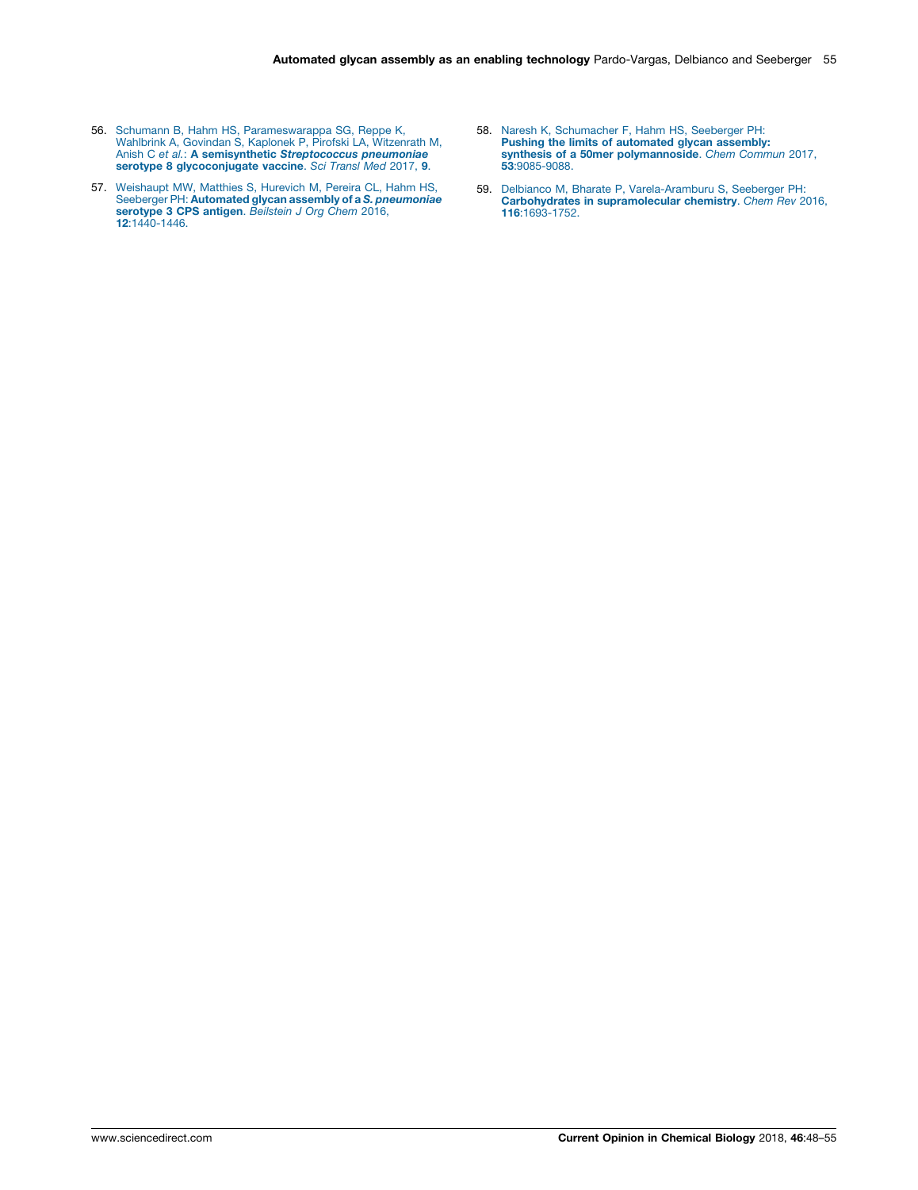56. Schumann B, Hahm HS, Parameswarappa SG, Reppe K, Wahlbrink A, Govindan S, Kaplonek P, Pirofski LA, Witzenrath M, Anish C *et al.*: **A semisynthetic *Streptococcus pneumoniae* serotype 8 glycoconjugate vaccine**. *Sci Transl Med* 2017, **9**.

57. Weishaupt MW, Matthies S, Hurevich M, Pereira CL, Hahm HS, Seeberger PH: **Automated glycan assembly of a *S. pneumoniae* serotype 3 CPS antigen**. *Beilstein J Org Chem* 2016, **12**:1440-1446.

58. Naresh K, Schumacher F, Hahm HS, Seeberger PH: **Pushing the limits of automated glycan assembly: synthesis of a 50mer polymannoside**. *Chem Commun* 2017, **53**:9085-9088.

59. Delbianco M, Bharate P, Varela-Aramburu S, Seeberger PH: **Carbohydrates in supramolecular chemistry**. *Chem Rev* 2016, **116**:1693-1752.